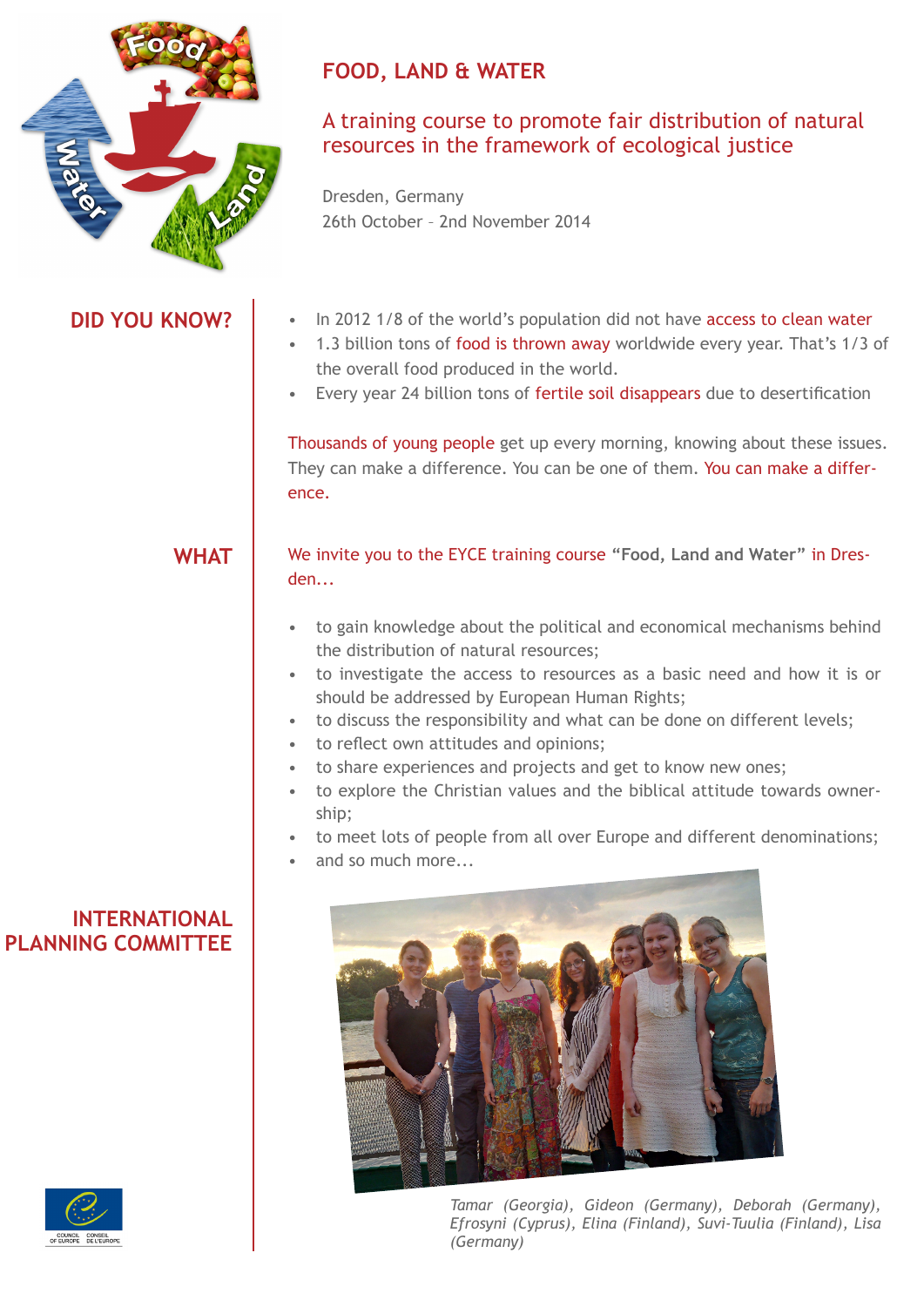# FOOD, LAND & WATER

## A training course to promote fair distribution of natural resources in the framework of ecological justice

Dresden, Germany
26th October – 2nd November 2014

## DID YOU KNOW?

- In 2012 1/8 of the world's population did not have access to clean water
- 1.3 billion tons of food is thrown away worldwide every year. That's 1/3 of the overall food produced in the world.
- Every year 24 billion tons of fertile soil disappears due to desertification

Thousands of young people get up every morning, knowing about these issues. They can make a difference. You can be one of them. You can make a difference.

## WHAT

We invite you to the EYCE training course **"Food, Land and Water"** in Dresden...

- to gain knowledge about the political and economical mechanisms behind the distribution of natural resources;
- to investigate the access to resources as a basic need and how it is or should be addressed by European Human Rights;
- to discuss the responsibility and what can be done on different levels;
- to reflect own attitudes and opinions;
- to share experiences and projects and get to know new ones;
- to explore the Christian values and the biblical attitude towards ownership;
- to meet lots of people from all over Europe and different denominations;
- and so much more...

## INTERNATIONAL PLANNING COMMITTEE

*Tamar (Georgia), Gideon (Germany), Deborah (Germany), Efrosyni (Cyprus), Elina (Finland), Suvi-Tuulia (Finland), Lisa (Germany)*

COUNCIL OF EUROPE CONSEIL DE L'EUROPE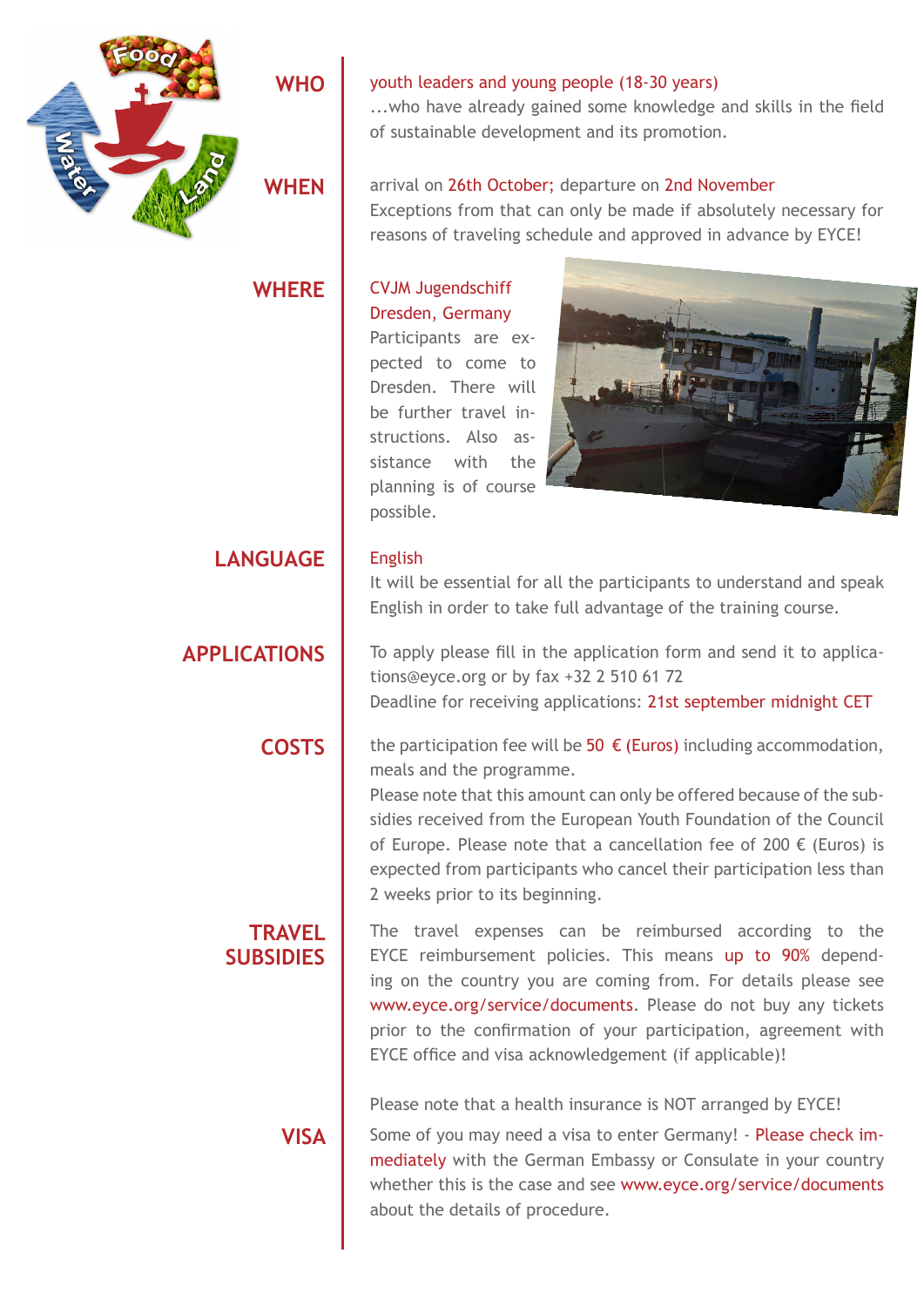## WHO

youth leaders and young people (18-30 years)
...who have already gained some knowledge and skills in the field of sustainable development and its promotion.

## WHEN

arrival on 26th October; departure on 2nd November
Exceptions from that can only be made if absolutely necessary for reasons of traveling schedule and approved in advance by EYCE!

## WHERE

CVJM Jugendschiff
Dresden, Germany
Participants are expected to come to Dresden. There will be further travel instructions. Also assistance with the planning is of course possible.

## LANGUAGE

English
It will be essential for all the participants to understand and speak English in order to take full advantage of the training course.

## APPLICATIONS

To apply please fill in the application form and send it to applications@eyce.org or by fax +32 2 510 61 72
Deadline for receiving applications: 21st september midnight CET

## COSTS

the participation fee will be 50 € (Euros) including accommodation, meals and the programme.
Please note that this amount can only be offered because of the subsidies received from the European Youth Foundation of the Council of Europe. Please note that a cancellation fee of 200 € (Euros) is expected from participants who cancel their participation less than 2 weeks prior to its beginning.

## TRAVEL SUBSIDIES

The travel expenses can be reimbursed according to the EYCE reimbursement policies. This means up to 90% depending on the country you are coming from. For details please see www.eyce.org/service/documents. Please do not buy any tickets prior to the confirmation of your participation, agreement with EYCE office and visa acknowledgement (if applicable)!

Please note that a health insurance is NOT arranged by EYCE!

## VISA

Some of you may need a visa to enter Germany! - Please check immediately with the German Embassy or Consulate in your country whether this is the case and see www.eyce.org/service/documents about the details of procedure.